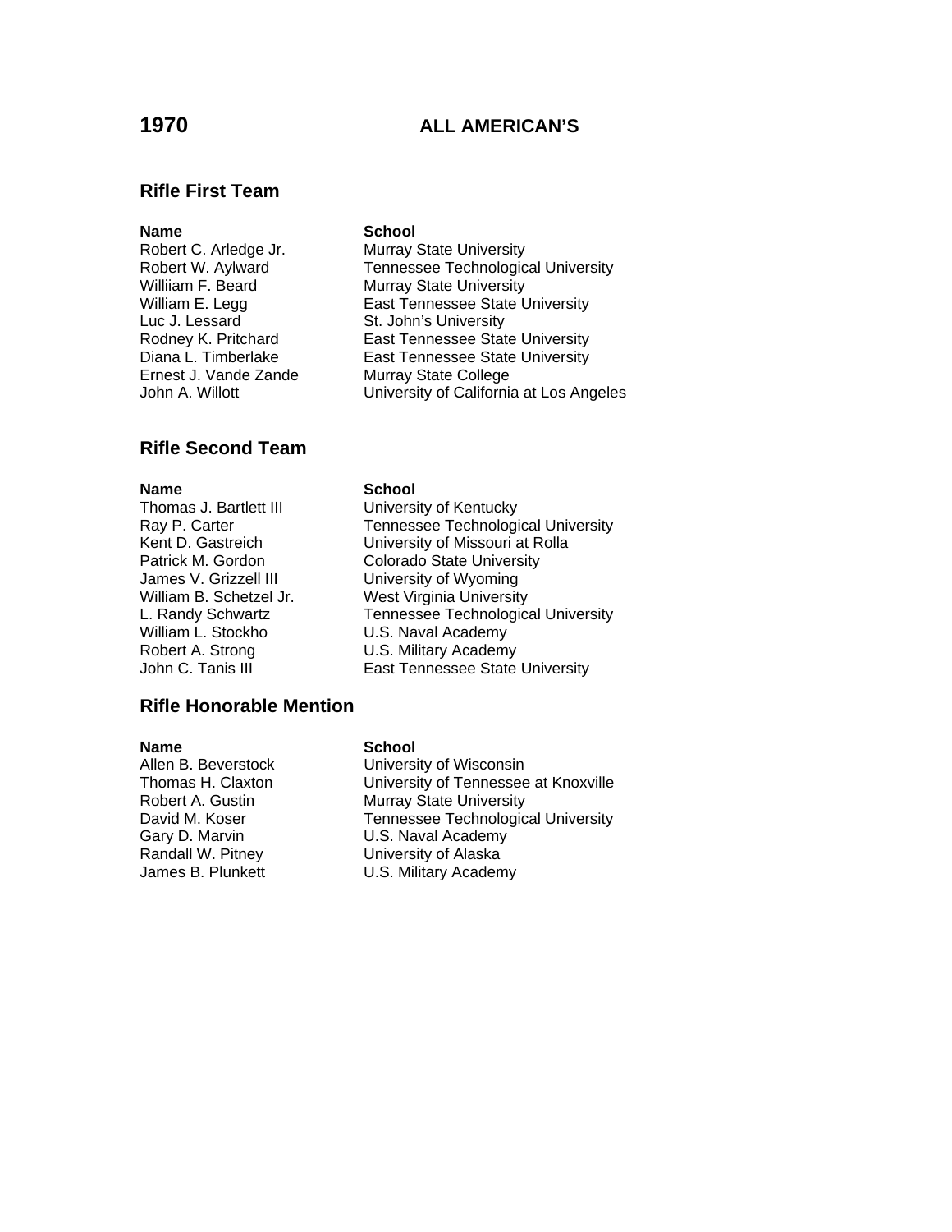# 1970 ALL AMERICAN'S

## Rifle First Team

| Name | School |
| --- | --- |
| Robert C. Arledge Jr. | Murray State University |
| Robert W. Aylward | Tennessee Technological University |
| Williiam F. Beard | Murray State University |
| William E. Legg | East Tennessee State University |
| Luc J. Lessard | St. John's University |
| Rodney K. Pritchard | East Tennessee State University |
| Diana L. Timberlake | East Tennessee State University |
| Ernest J. Vande Zande | Murray State College |
| John A. Willott | University of California at Los Angeles |

## Rifle Second Team

| Name | School |
| --- | --- |
| Thomas J. Bartlett III | University of Kentucky |
| Ray P. Carter | Tennessee Technological University |
| Kent D. Gastreich | University of Missouri at Rolla |
| Patrick M. Gordon | Colorado State University |
| James V. Grizzell III | University of Wyoming |
| William B. Schetzel Jr. | West Virginia University |
| L. Randy Schwartz | Tennessee Technological University |
| William L. Stockho | U.S. Naval Academy |
| Robert A. Strong | U.S. Military Academy |
| John C. Tanis III | East Tennessee State University |

## Rifle Honorable Mention

| Name | School |
| --- | --- |
| Allen B. Beverstock | University of Wisconsin |
| Thomas H. Claxton | University of Tennessee at Knoxville |
| Robert A. Gustin | Murray State University |
| David M. Koser | Tennessee Technological University |
| Gary D. Marvin | U.S. Naval Academy |
| Randall W. Pitney | University of Alaska |
| James B. Plunkett | U.S. Military Academy |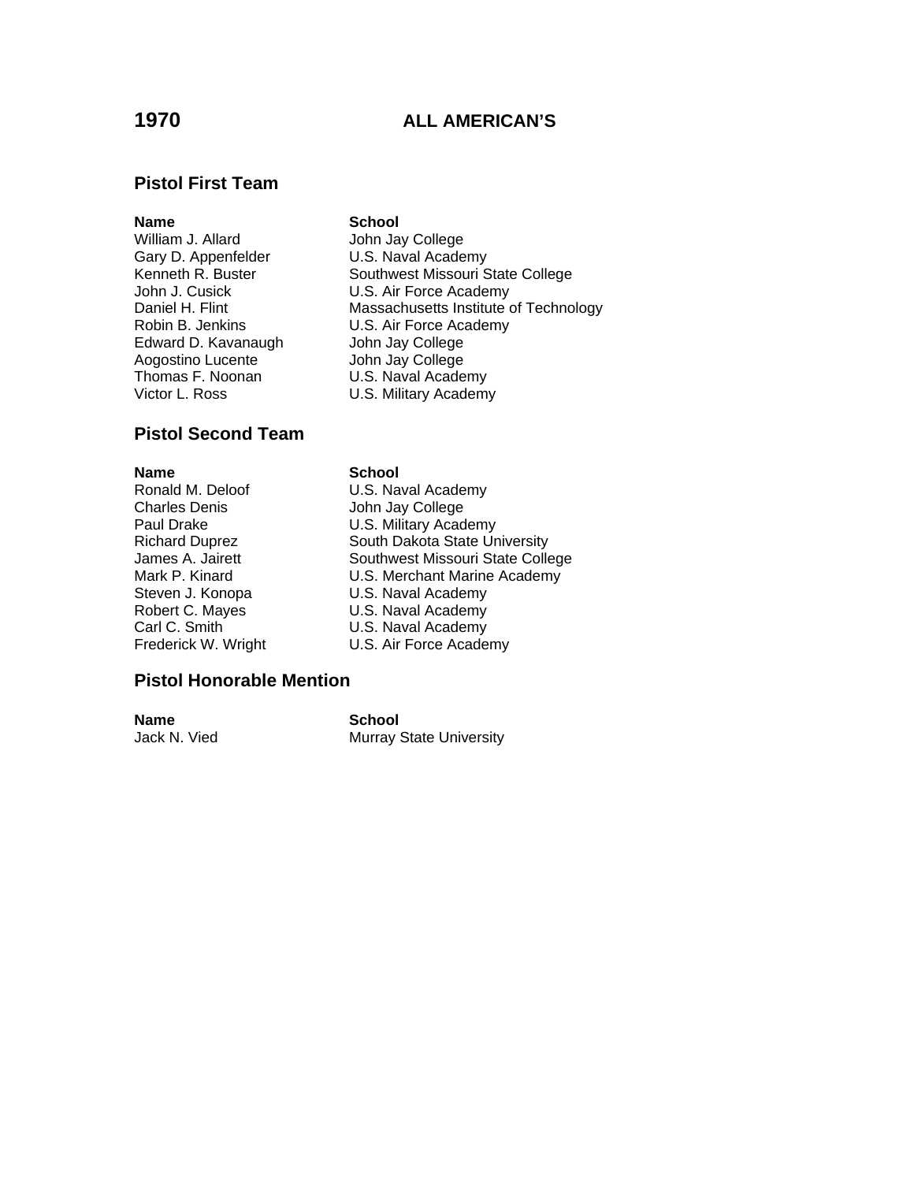# 1970 ALL AMERICAN'S

## Pistol First Team

| Name | School |
|---|---|
| William J. Allard | John Jay College |
| Gary D. Appenfelder | U.S. Naval Academy |
| Kenneth R. Buster | Southwest Missouri State College |
| John J. Cusick | U.S. Air Force Academy |
| Daniel H. Flint | Massachusetts Institute of Technology |
| Robin B. Jenkins | U.S. Air Force Academy |
| Edward D. Kavanaugh | John Jay College |
| Aogostino Lucente | John Jay College |
| Thomas F. Noonan | U.S. Naval Academy |
| Victor L. Ross | U.S. Military Academy |

## Pistol Second Team

| Name | School |
|---|---|
| Ronald M. Deloof | U.S. Naval Academy |
| Charles Denis | John Jay College |
| Paul Drake | U.S. Military Academy |
| Richard Duprez | South Dakota State University |
| James A. Jairett | Southwest Missouri State College |
| Mark P. Kinard | U.S. Merchant Marine Academy |
| Steven J. Konopa | U.S. Naval Academy |
| Robert C. Mayes | U.S. Naval Academy |
| Carl C. Smith | U.S. Naval Academy |
| Frederick W. Wright | U.S. Air Force Academy |

## Pistol Honorable Mention

| Name | School |
|---|---|
| Jack N. Vied | Murray State University |